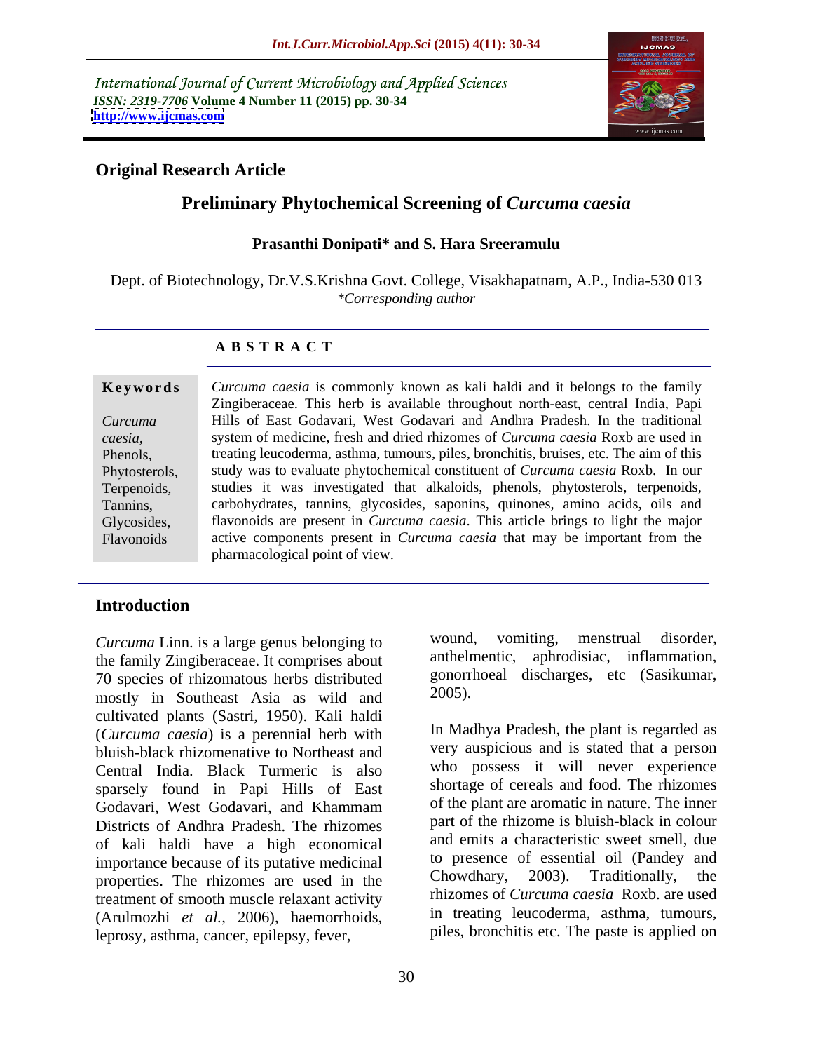International Journal of Current Microbiology and Applied Sciences
*ISSN: 2319-7706* **Volume 4 Number 11 (2015) pp. 30-34**
**http://www.ijcmas.com**

**Original Research Article**

# Preliminary Phytochemical Screening of *Curcuma caesia*

**Prasanthi Donipati\* and S. Hara Sreeramulu**

Dept. of Biotechnology, Dr.V.S.Krishna Govt. College, Visakhapatnam, A.P., India-530 013
*\*Corresponding author*

## A B S T R A C T

**Keywords**

*Curcuma caesia*, Phenols, Phytosterols, Terpenoids, Tannins, Glycosides, Flavonoids

*Curcuma caesia* is commonly known as kali haldi and it belongs to the family Zingiberaceae. This herb is available throughout north-east, central India, Papi Hills of East Godavari, West Godavari and Andhra Pradesh. In the traditional system of medicine, fresh and dried rhizomes of *Curcuma caesia* Roxb are used in treating leucoderma, asthma, tumours, piles, bronchitis, bruises, etc. The aim of this study was to evaluate phytochemical constituent of *Curcuma caesia* Roxb. In our studies it was investigated that alkaloids, phenols, phytosterols, terpenoids, carbohydrates, tannins, glycosides, saponins, quinones, amino acids, oils and flavonoids are present in *Curcuma caesia*. This article brings to light the major active components present in *Curcuma caesia* that may be important from the pharmacological point of view.

## Introduction

*Curcuma* Linn. is a large genus belonging to the family Zingiberaceae. It comprises about 70 species of rhizomatous herbs distributed mostly in Southeast Asia as wild and cultivated plants (Sastri, 1950). Kali haldi (*Curcuma caesia*) is a perennial herb with bluish-black rhizomenative to Northeast and Central India. Black Turmeric is also sparsely found in Papi Hills of East Godavari, West Godavari, and Khammam Districts of Andhra Pradesh. The rhizomes of kali haldi have a high economical importance because of its putative medicinal properties. The rhizomes are used in the treatment of smooth muscle relaxant activity (Arulmozhi *et al.,* 2006), haemorrhoids, leprosy, asthma, cancer, epilepsy, fever, wound, vomiting, menstrual disorder, anthelmentic, aphrodisiac, inflammation, gonorrhoeal discharges, etc (Sasikumar, 2005).

In Madhya Pradesh, the plant is regarded as very auspicious and is stated that a person who possess it will never experience shortage of cereals and food. The rhizomes of the plant are aromatic in nature. The inner part of the rhizome is bluish-black in colour and emits a characteristic sweet smell, due to presence of essential oil (Pandey and Chowdhary, 2003). Traditionally, the rhizomes of *Curcuma caesia* Roxb. are used in treating leucoderma, asthma, tumours, piles, bronchitis etc. The paste is applied on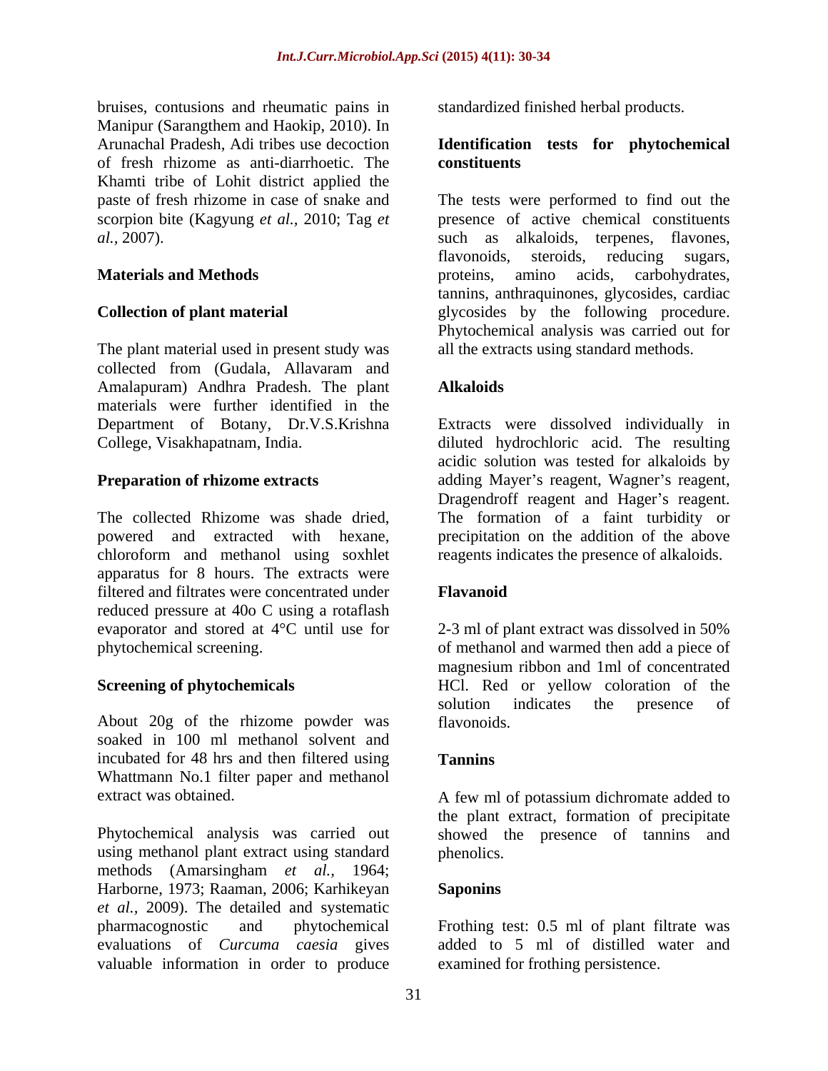bruises, contusions and rheumatic pains in Manipur (Sarangthem and Haokip, 2010). In Arunachal Pradesh, Adi tribes use decoction of fresh rhizome as anti-diarrhoetic. The Khamti tribe of Lohit district applied the paste of fresh rhizome in case of snake and scorpion bite (Kagyung *et al.,* 2010; Tag *et al.,* 2007).

## Materials and Methods

### Collection of plant material

The plant material used in present study was collected from (Gudala, Allavaram and Amalapuram) Andhra Pradesh. The plant materials were further identified in the Department of Botany, Dr.V.S.Krishna College, Visakhapatnam, India.

### Preparation of rhizome extracts

The collected Rhizome was shade dried, powered and extracted with hexane, chloroform and methanol using soxhlet apparatus for 8 hours. The extracts were filtered and filtrates were concentrated under reduced pressure at 40o C using a rotaflash evaporator and stored at 4°C until use for phytochemical screening.

### Screening of phytochemicals

About 20g of the rhizome powder was soaked in 100 ml methanol solvent and incubated for 48 hrs and then filtered using Whattmann No.1 filter paper and methanol extract was obtained.

Phytochemical analysis was carried out using methanol plant extract using standard methods (Amarsingham *et al.,* 1964; Harborne, 1973; Raaman, 2006; Karhikeyan *et al.,* 2009). The detailed and systematic pharmacognostic and phytochemical evaluations of *Curcuma caesia* gives valuable information in order to produce standardized finished herbal products.

### Identification tests for phytochemical constituents

The tests were performed to find out the presence of active chemical constituents such as alkaloids, terpenes, flavones, flavonoids, steroids, reducing sugars, proteins, amino acids, carbohydrates, tannins, anthraquinones, glycosides, cardiac glycosides by the following procedure. Phytochemical analysis was carried out for all the extracts using standard methods.

### Alkaloids

Extracts were dissolved individually in diluted hydrochloric acid. The resulting acidic solution was tested for alkaloids by adding Mayer's reagent, Wagner's reagent, Dragendroff reagent and Hager's reagent. The formation of a faint turbidity or precipitation on the addition of the above reagents indicates the presence of alkaloids.

### Flavanoid

2-3 ml of plant extract was dissolved in 50% of methanol and warmed then add a piece of magnesium ribbon and 1ml of concentrated HCl. Red or yellow coloration of the solution indicates the presence of flavonoids.

### Tannins

A few ml of potassium dichromate added to the plant extract, formation of precipitate showed the presence of tannins and phenolics.

### Saponins

Frothing test: 0.5 ml of plant filtrate was added to 5 ml of distilled water and examined for frothing persistence.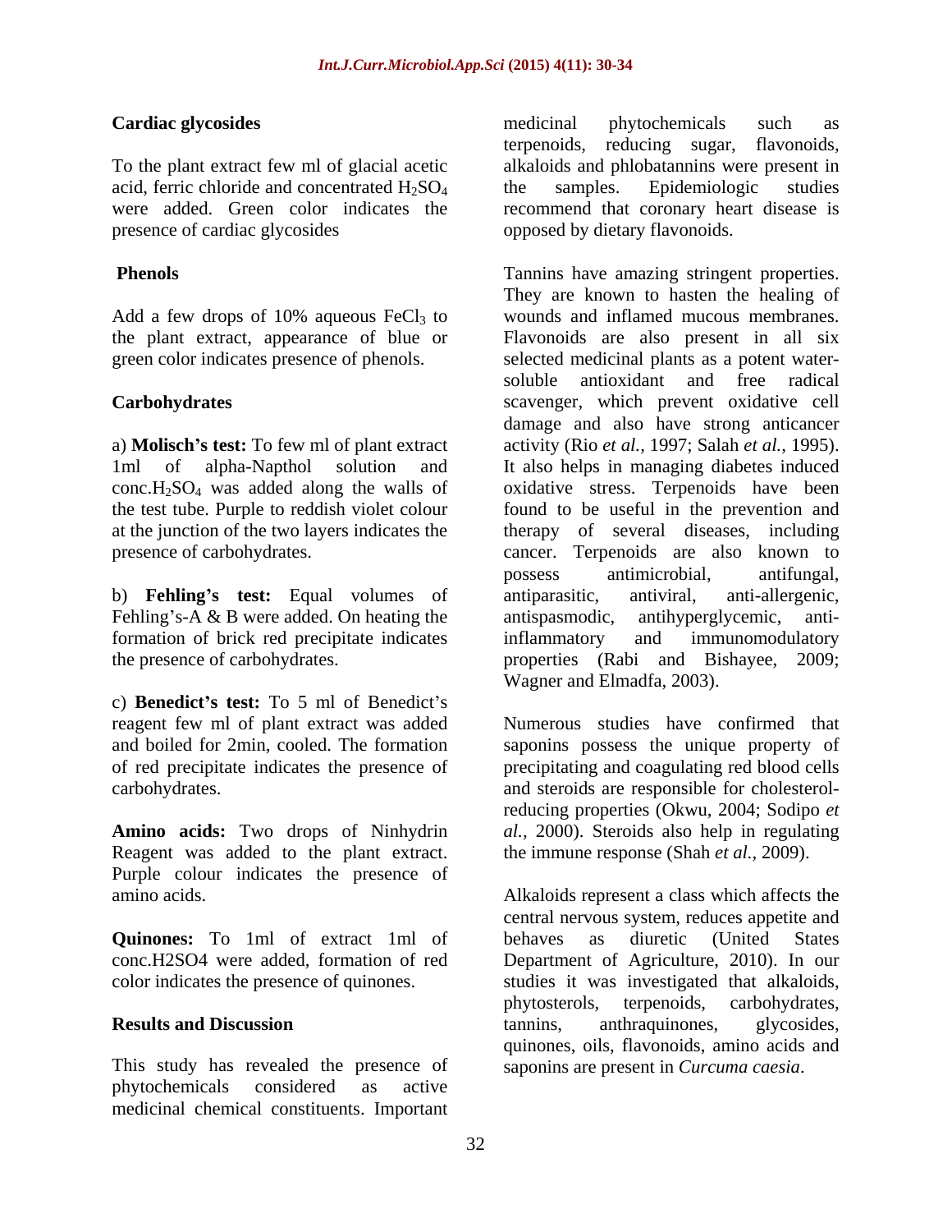**Cardiac glycosides**

To the plant extract few ml of glacial acetic acid, ferric chloride and concentrated $H_2SO_4$ were added. Green color indicates the presence of cardiac glycosides

**Phenols**

Add a few drops of 10% aqueous $FeCl_3$ to the plant extract, appearance of blue or green color indicates presence of phenols.

**Carbohydrates**

a) **Molisch's test:** To few ml of plant extract 1ml of alpha-Napthol solution and conc.$H_2SO_4$ was added along the walls of the test tube. Purple to reddish violet colour at the junction of the two layers indicates the presence of carbohydrates.

b) **Fehling's test:** Equal volumes of Fehling's-A & B were added. On heating the formation of brick red precipitate indicates the presence of carbohydrates.

c) **Benedict's test:** To 5 ml of Benedict's reagent few ml of plant extract was added and boiled for 2min, cooled. The formation of red precipitate indicates the presence of carbohydrates.

**Amino acids:** Two drops of Ninhydrin Reagent was added to the plant extract. Purple colour indicates the presence of amino acids.

**Quinones:** To 1ml of extract 1ml of conc.$H_2SO_4$ were added, formation of red color indicates the presence of quinones.

## Results and Discussion

This study has revealed the presence of phytochemicals considered as active medicinal chemical constituents. Important medicinal phytochemicals such as terpenoids, reducing sugar, flavonoids, alkaloids and phlobatannins were present in the samples. Epidemiologic studies recommend that coronary heart disease is opposed by dietary flavonoids.

Tannins have amazing stringent properties. They are known to hasten the healing of wounds and inflamed mucous membranes. Flavonoids are also present in all six selected medicinal plants as a potent water-soluble antioxidant and free radical scavenger, which prevent oxidative cell damage and also have strong anticancer activity (Rio *et al.*, 1997; Salah *et al.*, 1995). It also helps in managing diabetes induced oxidative stress. Terpenoids have been found to be useful in the prevention and therapy of several diseases, including cancer. Terpenoids are also known to possess antimicrobial, antifungal, antiparasitic, antiviral, anti-allergenic, antispasmodic, antihyperglycemic, anti-inflammatory and immunomodulatory properties (Rabi and Bishayee, 2009; Wagner and Elmadfa, 2003).

Numerous studies have confirmed that saponins possess the unique property of precipitating and coagulating red blood cells and steroids are responsible for cholesterol-reducing properties (Okwu, 2004; Sodipo *et al.*, 2000). Steroids also help in regulating the immune response (Shah *et al.*, 2009).

Alkaloids represent a class which affects the central nervous system, reduces appetite and behaves as diuretic (United States Department of Agriculture, 2010). In our studies it was investigated that alkaloids, phytosterols, terpenoids, carbohydrates, tannins, anthraquinones, glycosides, quinones, oils, flavonoids, amino acids and saponins are present in *Curcuma caesia*.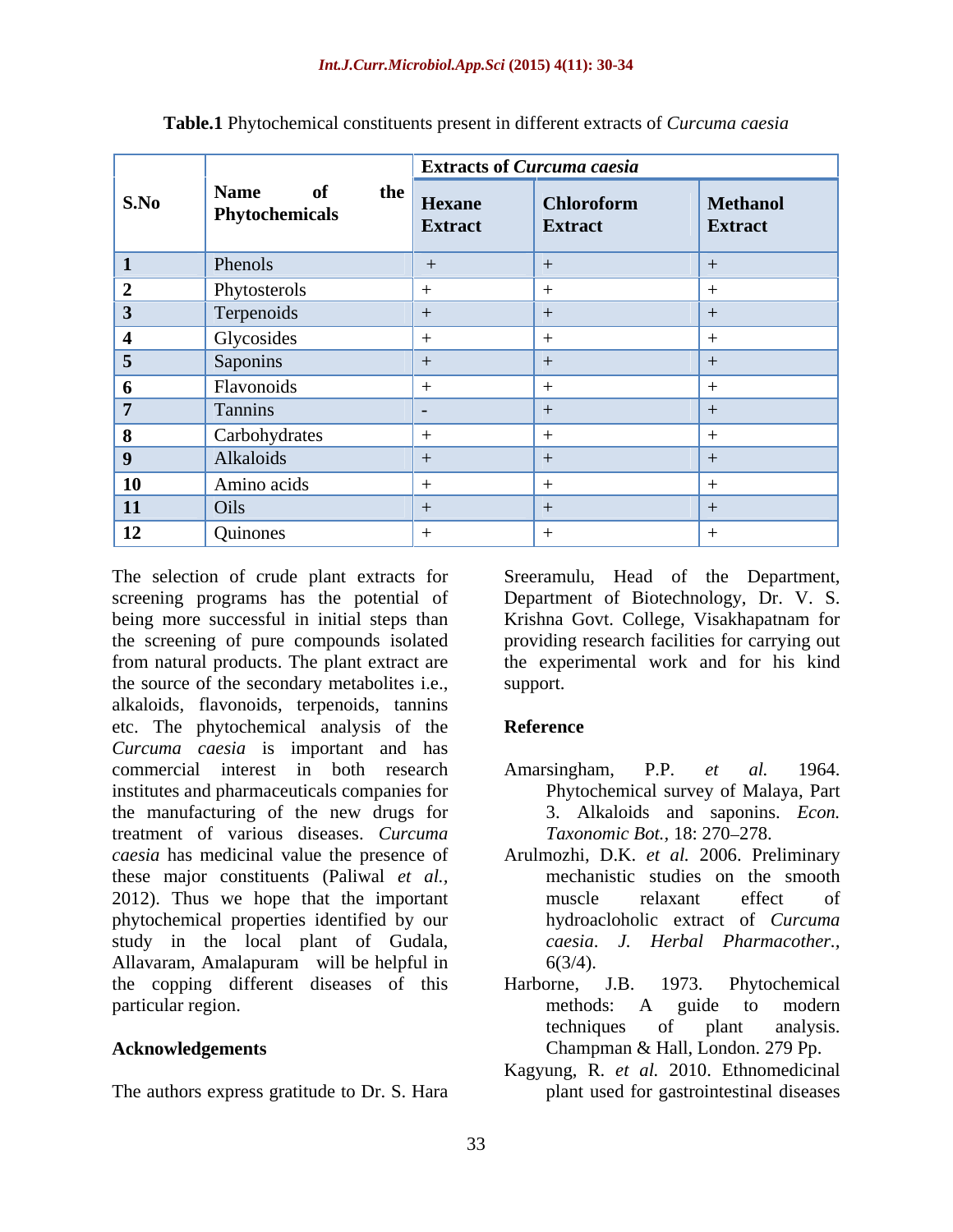**Table.1** Phytochemical constituents present in different extracts of *Curcuma caesia*

| S.No | Name of the Phytochemicals | Extracts of *Curcuma caesia* | | |
|---|---|---|---|---|
| | | Hexane Extract | Chloroform Extract | Methanol Extract |
| 1 | Phenols | + | + | + |
| 2 | Phytosterols | + | + | + |
| 3 | Terpenoids | + | + | + |
| 4 | Glycosides | + | + | + |
| 5 | Saponins | + | + | + |
| 6 | Flavonoids | + | + | + |
| 7 | Tannins | - | + | + |
| 8 | Carbohydrates | + | + | + |
| 9 | Alkaloids | + | + | + |
| 10 | Amino acids | + | + | + |
| 11 | Oils | + | + | + |
| 12 | Quinones | + | + | + |

The selection of crude plant extracts for screening programs has the potential of being more successful in initial steps than the screening of pure compounds isolated from natural products. The plant extract are the source of the secondary metabolites i.e., alkaloids, flavonoids, terpenoids, tannins etc. The phytochemical analysis of the *Curcuma caesia* is important and has commercial interest in both research institutes and pharmaceuticals companies for the manufacturing of the new drugs for treatment of various diseases. *Curcuma caesia* has medicinal value the presence of these major constituents (Paliwal *et al.*, 2012). Thus we hope that the important phytochemical properties identified by our study in the local plant of Gudala, Allavaram, Amalapuram will be helpful in the copping different diseases of this particular region.

## Acknowledgements

The authors express gratitude to Dr. S. Hara Sreeramulu, Head of the Department, Department of Biotechnology, Dr. V. S. Krishna Govt. College, Visakhapatnam for providing research facilities for carrying out the experimental work and for his kind support.

## Reference

Amarsingham, P.P. *et al.* 1964. Phytochemical survey of Malaya, Part 3. Alkaloids and saponins. *Econ. Taxonomic Bot.*, 18: 270–278.

Arulmozhi, D.K. *et al.* 2006. Preliminary mechanistic studies on the smooth muscle relaxant effect of hydroacloholic extract of *Curcuma caesia*. *J. Herbal Pharmacother.*, 6(3/4).

Harborne, J.B. 1973. Phytochemical methods: A guide to modern techniques of plant analysis. Champman & Hall, London. 279 Pp.

Kagyung, R. *et al.* 2010. Ethnomedicinal plant used for gastrointestinal diseases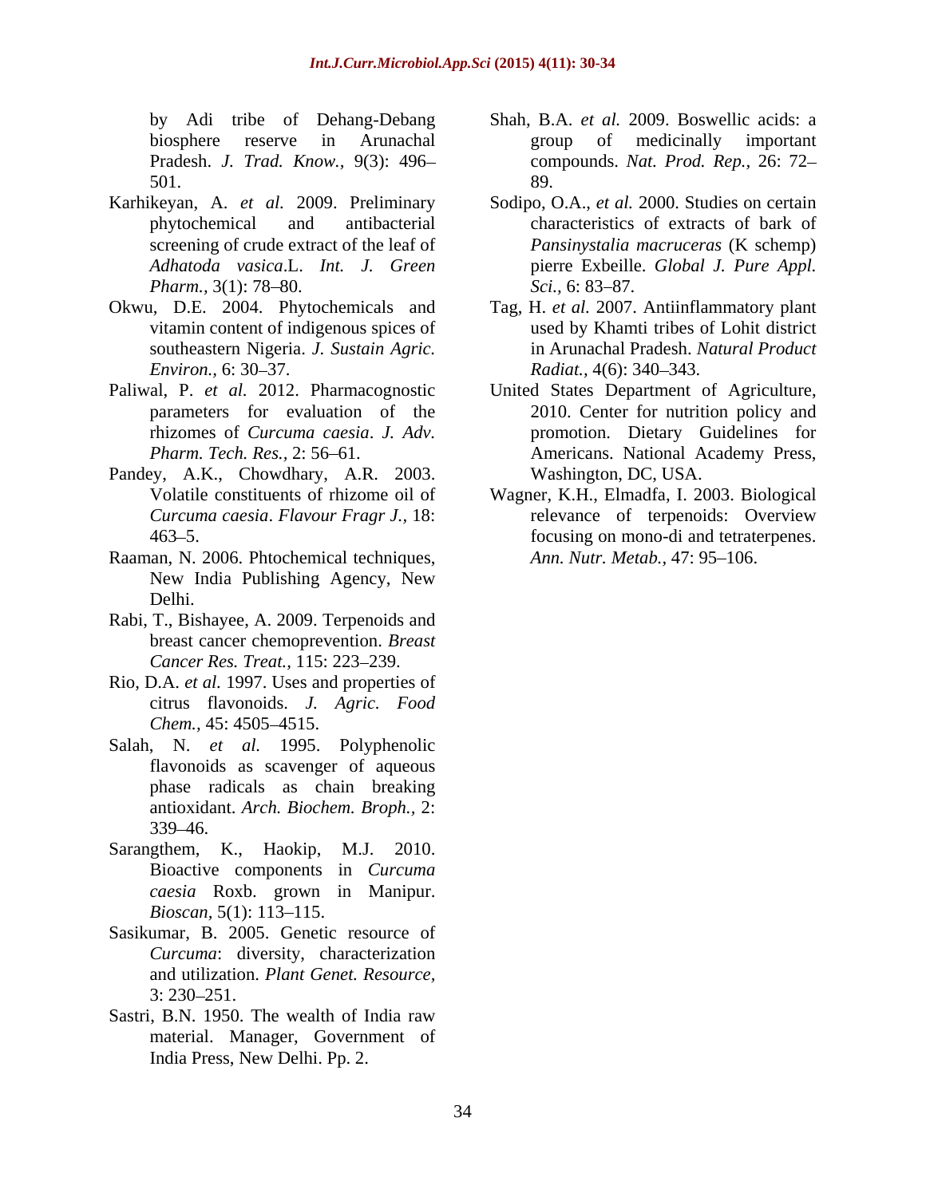by Adi tribe of Dehang-Debang biosphere reserve in Arunachal Pradesh. *J. Trad. Know.,* 9(3): 496–501.

Karhikeyan, A. *et al.* 2009. Preliminary phytochemical and antibacterial screening of crude extract of the leaf of *Adhatoda vasica*.L. *Int. J. Green Pharm.,* 3(1): 78–80.

Okwu, D.E. 2004. Phytochemicals and vitamin content of indigenous spices of southeastern Nigeria. *J. Sustain Agric. Environ.,* 6: 30–37.

Paliwal, P. *et al.* 2012. Pharmacognostic parameters for evaluation of the rhizomes of *Curcuma caesia*. *J. Adv. Pharm. Tech. Res.,* 2: 56–61.

Pandey, A.K., Chowdhary, A.R. 2003. Volatile constituents of rhizome oil of *Curcuma caesia*. *Flavour Fragr J.,* 18: 463–5.

Raaman, N. 2006. Phtochemical techniques, New India Publishing Agency, New Delhi.

Rabi, T., Bishayee, A. 2009. Terpenoids and breast cancer chemoprevention. *Breast Cancer Res. Treat.,* 115: 223–239.

Rio, D.A. *et al.* 1997. Uses and properties of citrus flavonoids. *J. Agric. Food Chem.,* 45: 4505–4515.

Salah, N. *et al.* 1995. Polyphenolic flavonoids as scavenger of aqueous phase radicals as chain breaking antioxidant. *Arch. Biochem. Broph.,* 2: 339–46.

Sarangthem, K., Haokip, M.J. 2010. Bioactive components in *Curcuma caesia* Roxb. grown in Manipur. *Bioscan,* 5(1): 113–115.

Sasikumar, B. 2005. Genetic resource of *Curcuma*: diversity, characterization and utilization. *Plant Genet. Resource,* 3: 230–251.

Sastri, B.N. 1950. The wealth of India raw material. Manager, Government of India Press, New Delhi. Pp. 2.

Shah, B.A. *et al.* 2009. Boswellic acids: a group of medicinally important compounds. *Nat. Prod. Rep.,* 26: 72–89.

Sodipo, O.A., *et al.* 2000. Studies on certain characteristics of extracts of bark of *Pansinystalia macruceras* (K schemp) pierre Exbeille. *Global J. Pure Appl. Sci.,* 6: 83–87.

Tag, H. *et al.* 2007. Antiinflammatory plant used by Khamti tribes of Lohit district in Arunachal Pradesh. *Natural Product Radiat.,* 4(6): 340–343.

United States Department of Agriculture, 2010. Center for nutrition policy and promotion. Dietary Guidelines for Americans. National Academy Press, Washington, DC, USA.

Wagner, K.H., Elmadfa, I. 2003. Biological relevance of terpenoids: Overview focusing on mono-di and tetraterpenes. *Ann. Nutr. Metab.,* 47: 95–106.